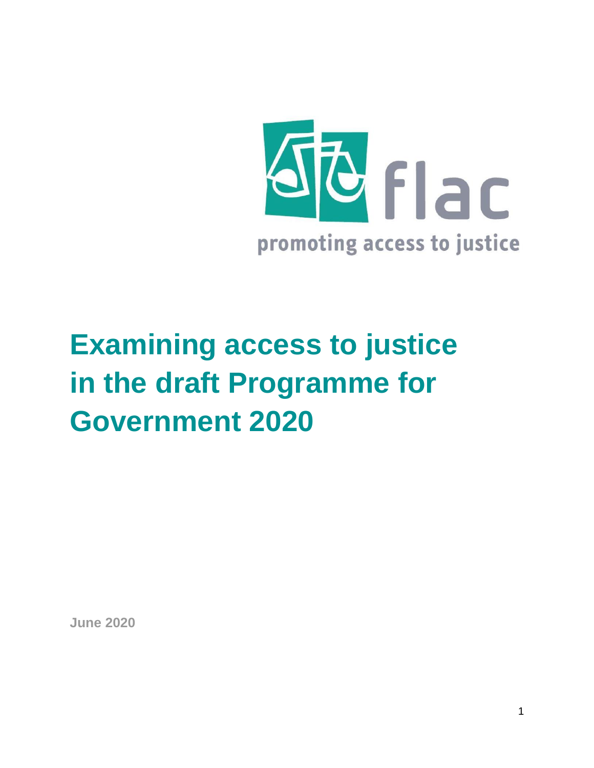flac

promoting access to justice

# Examining access to justice in the draft Programme for Government 2020

June 2020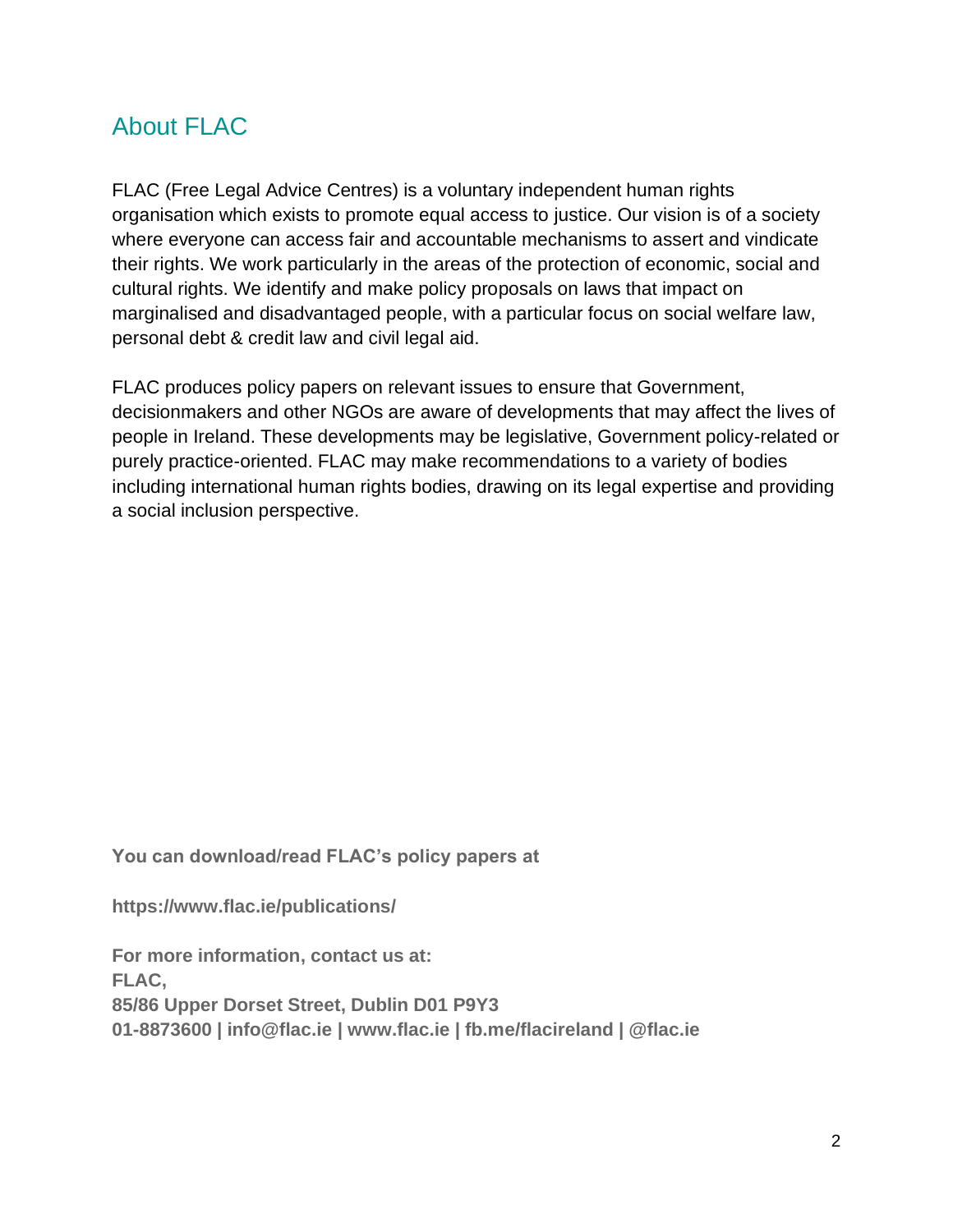## About FLAC

FLAC (Free Legal Advice Centres) is a voluntary independent human rights organisation which exists to promote equal access to justice. Our vision is of a society where everyone can access fair and accountable mechanisms to assert and vindicate their rights. We work particularly in the areas of the protection of economic, social and cultural rights. We identify and make policy proposals on laws that impact on marginalised and disadvantaged people, with a particular focus on social welfare law, personal debt & credit law and civil legal aid.

FLAC produces policy papers on relevant issues to ensure that Government, decisionmakers and other NGOs are aware of developments that may affect the lives of people in Ireland. These developments may be legislative, Government policy-related or purely practice-oriented. FLAC may make recommendations to a variety of bodies including international human rights bodies, drawing on its legal expertise and providing a social inclusion perspective.

**You can download/read FLAC's policy papers at**

**https://www.flac.ie/publications/**

**For more information, contact us at:**
**FLAC,**
**85/86 Upper Dorset Street, Dublin D01 P9Y3**
**01-8873600 | info@flac.ie | www.flac.ie | fb.me/flacireland | @flac.ie**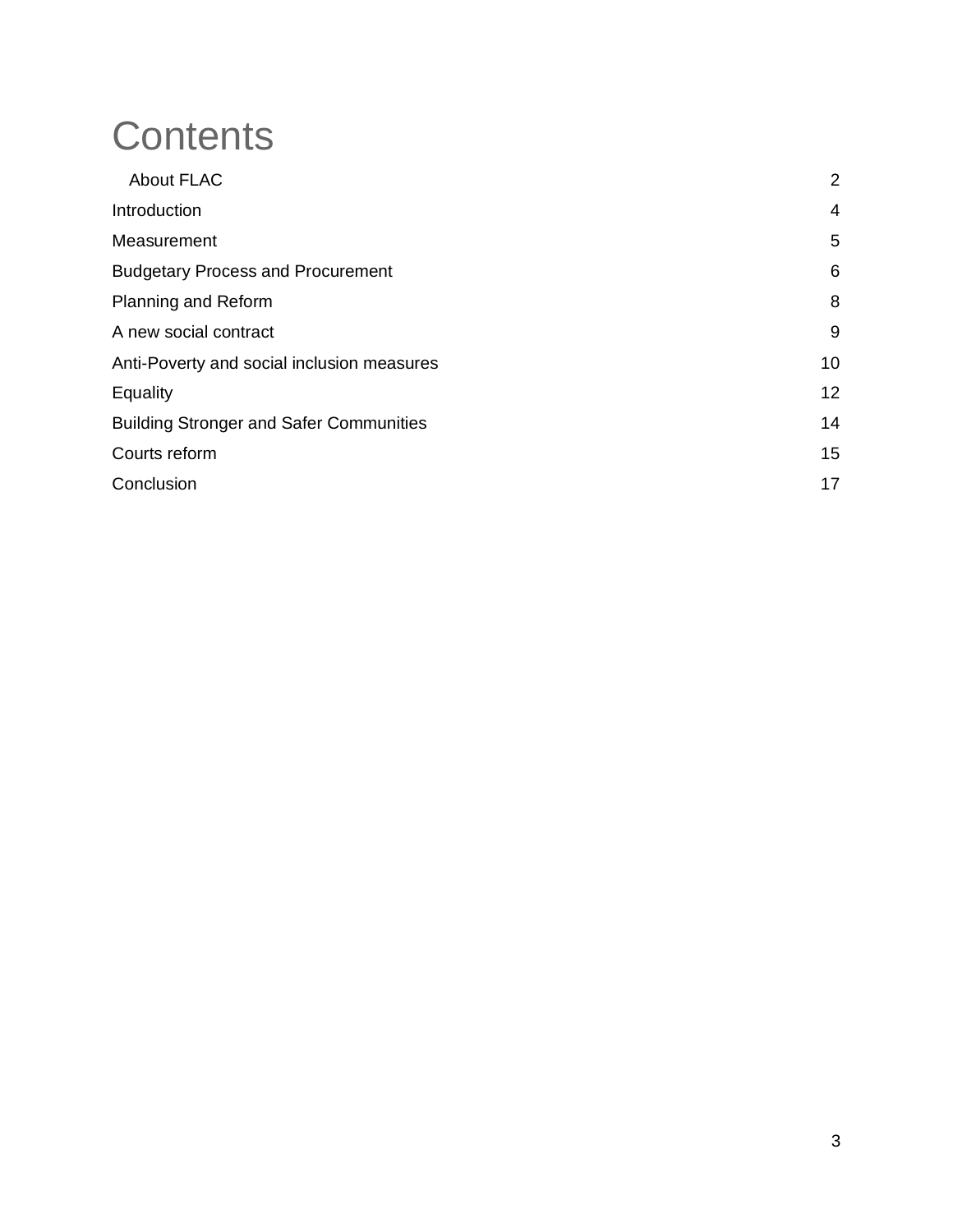# Contents

| | |
|---|---|
| About FLAC | 2 |
| Introduction | 4 |
| Measurement | 5 |
| Budgetary Process and Procurement | 6 |
| Planning and Reform | 8 |
| A new social contract | 9 |
| Anti-Poverty and social inclusion measures | 10 |
| Equality | 12 |
| Building Stronger and Safer Communities | 14 |
| Courts reform | 15 |
| Conclusion | 17 |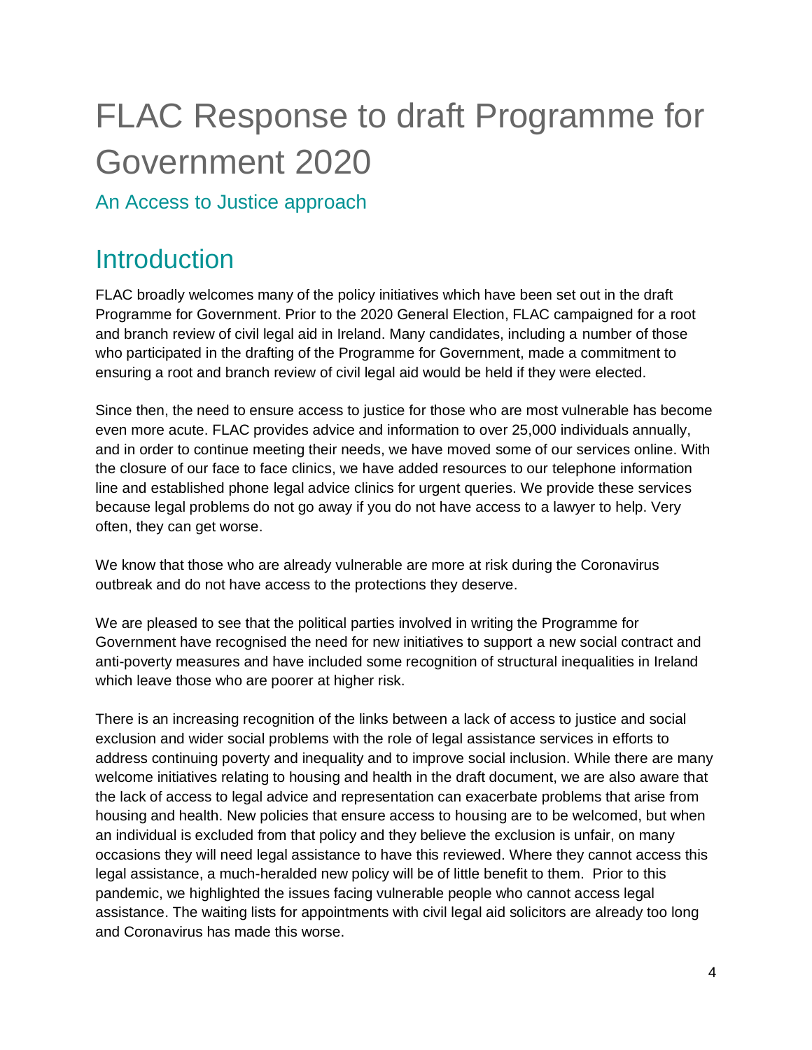# FLAC Response to draft Programme for Government 2020

An Access to Justice approach

## Introduction

FLAC broadly welcomes many of the policy initiatives which have been set out in the draft Programme for Government. Prior to the 2020 General Election, FLAC campaigned for a root and branch review of civil legal aid in Ireland. Many candidates, including a number of those who participated in the drafting of the Programme for Government, made a commitment to ensuring a root and branch review of civil legal aid would be held if they were elected.

Since then, the need to ensure access to justice for those who are most vulnerable has become even more acute. FLAC provides advice and information to over 25,000 individuals annually, and in order to continue meeting their needs, we have moved some of our services online. With the closure of our face to face clinics, we have added resources to our telephone information line and established phone legal advice clinics for urgent queries. We provide these services because legal problems do not go away if you do not have access to a lawyer to help. Very often, they can get worse.

We know that those who are already vulnerable are more at risk during the Coronavirus outbreak and do not have access to the protections they deserve.

We are pleased to see that the political parties involved in writing the Programme for Government have recognised the need for new initiatives to support a new social contract and anti-poverty measures and have included some recognition of structural inequalities in Ireland which leave those who are poorer at higher risk.

There is an increasing recognition of the links between a lack of access to justice and social exclusion and wider social problems with the role of legal assistance services in efforts to address continuing poverty and inequality and to improve social inclusion. While there are many welcome initiatives relating to housing and health in the draft document, we are also aware that the lack of access to legal advice and representation can exacerbate problems that arise from housing and health. New policies that ensure access to housing are to be welcomed, but when an individual is excluded from that policy and they believe the exclusion is unfair, on many occasions they will need legal assistance to have this reviewed. Where they cannot access this legal assistance, a much-heralded new policy will be of little benefit to them. Prior to this pandemic, we highlighted the issues facing vulnerable people who cannot access legal assistance. The waiting lists for appointments with civil legal aid solicitors are already too long and Coronavirus has made this worse.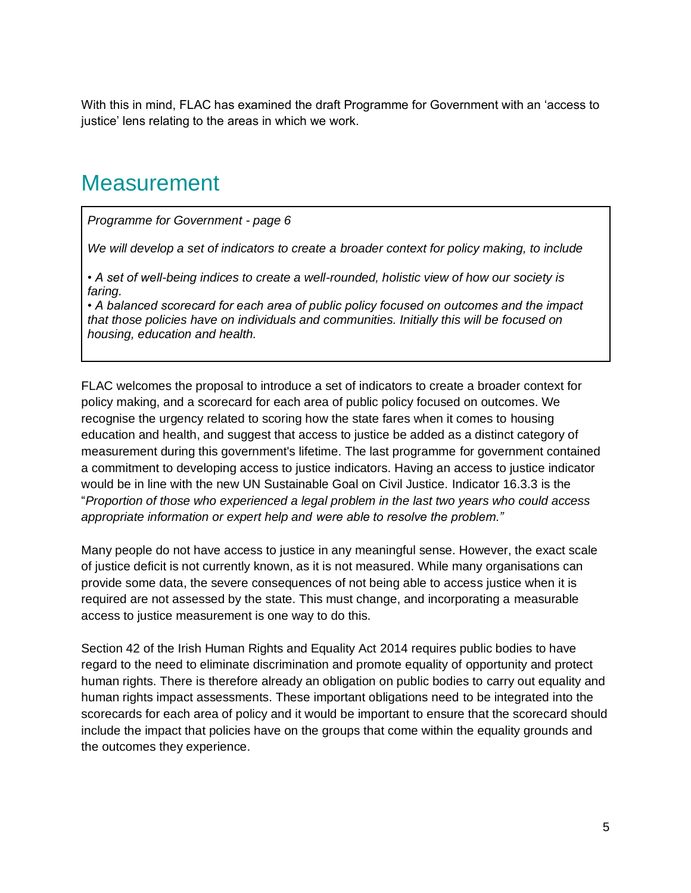With this in mind, FLAC has examined the draft Programme for Government with an 'access to justice' lens relating to the areas in which we work.

# Measurement

> *Programme for Government - page 6*
>
> *We will develop a set of indicators to create a broader context for policy making, to include*
>
> *• A set of well-being indices to create a well-rounded, holistic view of how our society is faring.*
> *• A balanced scorecard for each area of public policy focused on outcomes and the impact that those policies have on individuals and communities. Initially this will be focused on housing, education and health.*

FLAC welcomes the proposal to introduce a set of indicators to create a broader context for policy making, and a scorecard for each area of public policy focused on outcomes. We recognise the urgency related to scoring how the state fares when it comes to housing education and health, and suggest that access to justice be added as a distinct category of measurement during this government's lifetime. The last programme for government contained a commitment to developing access to justice indicators. Having an access to justice indicator would be in line with the new UN Sustainable Goal on Civil Justice. Indicator 16.3.3 is the "*Proportion of those who experienced a legal problem in the last two years who could access appropriate information or expert help and were able to resolve the problem."*

Many people do not have access to justice in any meaningful sense. However, the exact scale of justice deficit is not currently known, as it is not measured. While many organisations can provide some data, the severe consequences of not being able to access justice when it is required are not assessed by the state. This must change, and incorporating a measurable access to justice measurement is one way to do this.

Section 42 of the Irish Human Rights and Equality Act 2014 requires public bodies to have regard to the need to eliminate discrimination and promote equality of opportunity and protect human rights. There is therefore already an obligation on public bodies to carry out equality and human rights impact assessments. These important obligations need to be integrated into the scorecards for each area of policy and it would be important to ensure that the scorecard should include the impact that policies have on the groups that come within the equality grounds and the outcomes they experience.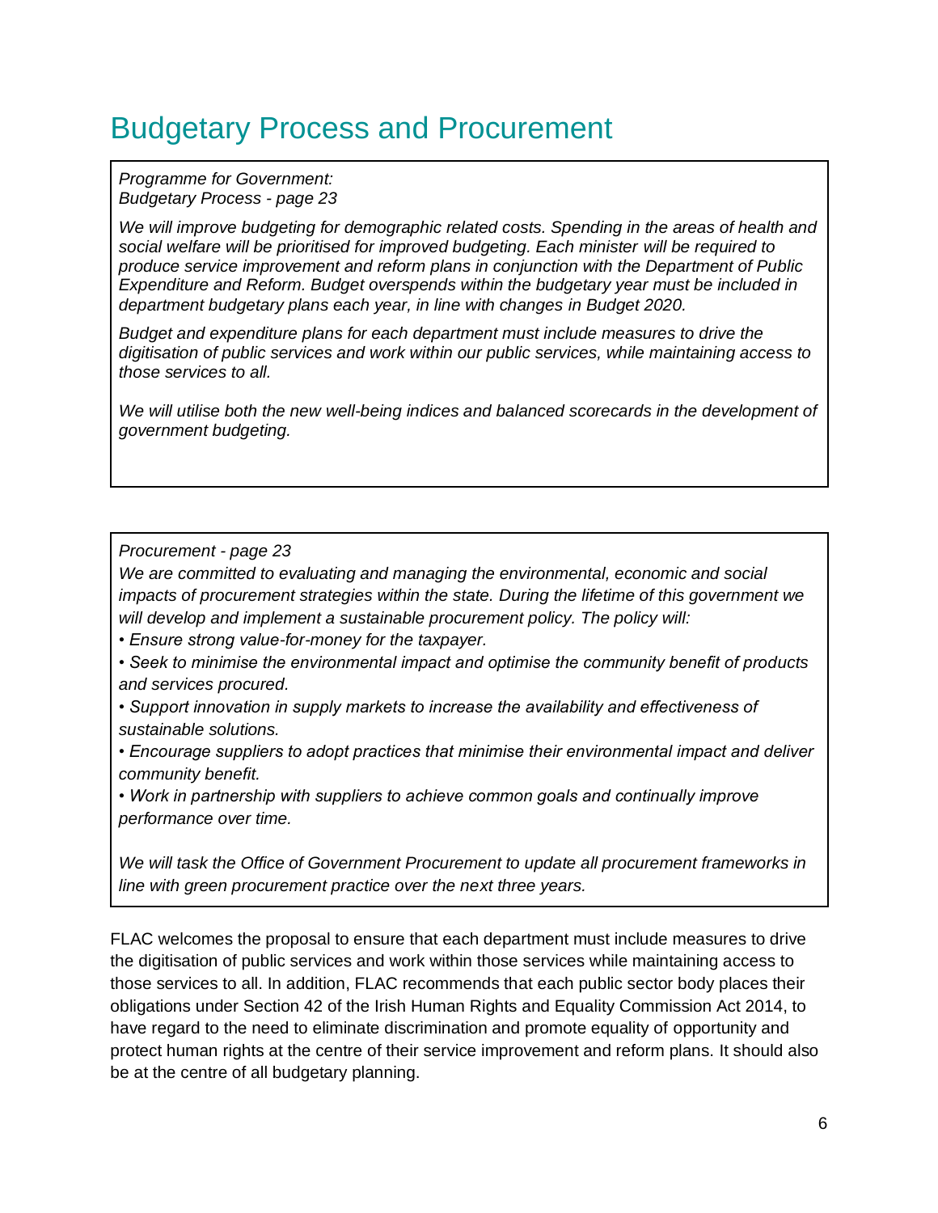# Budgetary Process and Procurement

*Programme for Government:*
*Budgetary Process - page 23*

*We will improve budgeting for demographic related costs. Spending in the areas of health and social welfare will be prioritised for improved budgeting. Each minister will be required to produce service improvement and reform plans in conjunction with the Department of Public Expenditure and Reform. Budget overspends within the budgetary year must be included in department budgetary plans each year, in line with changes in Budget 2020.*

*Budget and expenditure plans for each department must include measures to drive the digitisation of public services and work within our public services, while maintaining access to those services to all.*

*We will utilise both the new well-being indices and balanced scorecards in the development of government budgeting.*

*Procurement - page 23*
*We are committed to evaluating and managing the environmental, economic and social impacts of procurement strategies within the state. During the lifetime of this government we will develop and implement a sustainable procurement policy. The policy will:*

- *Ensure strong value-for-money for the taxpayer.*
- *Seek to minimise the environmental impact and optimise the community benefit of products and services procured.*
- *Support innovation in supply markets to increase the availability and effectiveness of sustainable solutions.*
- *Encourage suppliers to adopt practices that minimise their environmental impact and deliver community benefit.*
- *Work in partnership with suppliers to achieve common goals and continually improve performance over time.*

*We will task the Office of Government Procurement to update all procurement frameworks in line with green procurement practice over the next three years.*

FLAC welcomes the proposal to ensure that each department must include measures to drive the digitisation of public services and work within those services while maintaining access to those services to all. In addition, FLAC recommends that each public sector body places their obligations under Section 42 of the Irish Human Rights and Equality Commission Act 2014, to have regard to the need to eliminate discrimination and promote equality of opportunity and protect human rights at the centre of their service improvement and reform plans. It should also be at the centre of all budgetary planning.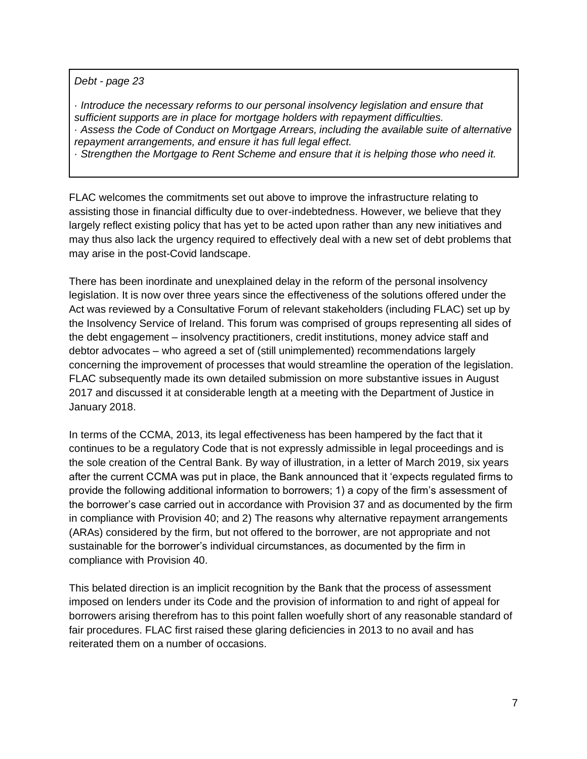> *Debt - page 23*
>
> *· Introduce the necessary reforms to our personal insolvency legislation and ensure that sufficient supports are in place for mortgage holders with repayment difficulties.*
> *· Assess the Code of Conduct on Mortgage Arrears, including the available suite of alternative repayment arrangements, and ensure it has full legal effect.*
> *· Strengthen the Mortgage to Rent Scheme and ensure that it is helping those who need it.*

FLAC welcomes the commitments set out above to improve the infrastructure relating to assisting those in financial difficulty due to over-indebtedness. However, we believe that they largely reflect existing policy that has yet to be acted upon rather than any new initiatives and may thus also lack the urgency required to effectively deal with a new set of debt problems that may arise in the post-Covid landscape.

There has been inordinate and unexplained delay in the reform of the personal insolvency legislation. It is now over three years since the effectiveness of the solutions offered under the Act was reviewed by a Consultative Forum of relevant stakeholders (including FLAC) set up by the Insolvency Service of Ireland. This forum was comprised of groups representing all sides of the debt engagement – insolvency practitioners, credit institutions, money advice staff and debtor advocates – who agreed a set of (still unimplemented) recommendations largely concerning the improvement of processes that would streamline the operation of the legislation. FLAC subsequently made its own detailed submission on more substantive issues in August 2017 and discussed it at considerable length at a meeting with the Department of Justice in January 2018.

In terms of the CCMA, 2013, its legal effectiveness has been hampered by the fact that it continues to be a regulatory Code that is not expressly admissible in legal proceedings and is the sole creation of the Central Bank. By way of illustration, in a letter of March 2019, six years after the current CCMA was put in place, the Bank announced that it 'expects regulated firms to provide the following additional information to borrowers; 1) a copy of the firm's assessment of the borrower's case carried out in accordance with Provision 37 and as documented by the firm in compliance with Provision 40; and 2) The reasons why alternative repayment arrangements (ARAs) considered by the firm, but not offered to the borrower, are not appropriate and not sustainable for the borrower's individual circumstances, as documented by the firm in compliance with Provision 40.

This belated direction is an implicit recognition by the Bank that the process of assessment imposed on lenders under its Code and the provision of information to and right of appeal for borrowers arising therefrom has to this point fallen woefully short of any reasonable standard of fair procedures. FLAC first raised these glaring deficiencies in 2013 to no avail and has reiterated them on a number of occasions.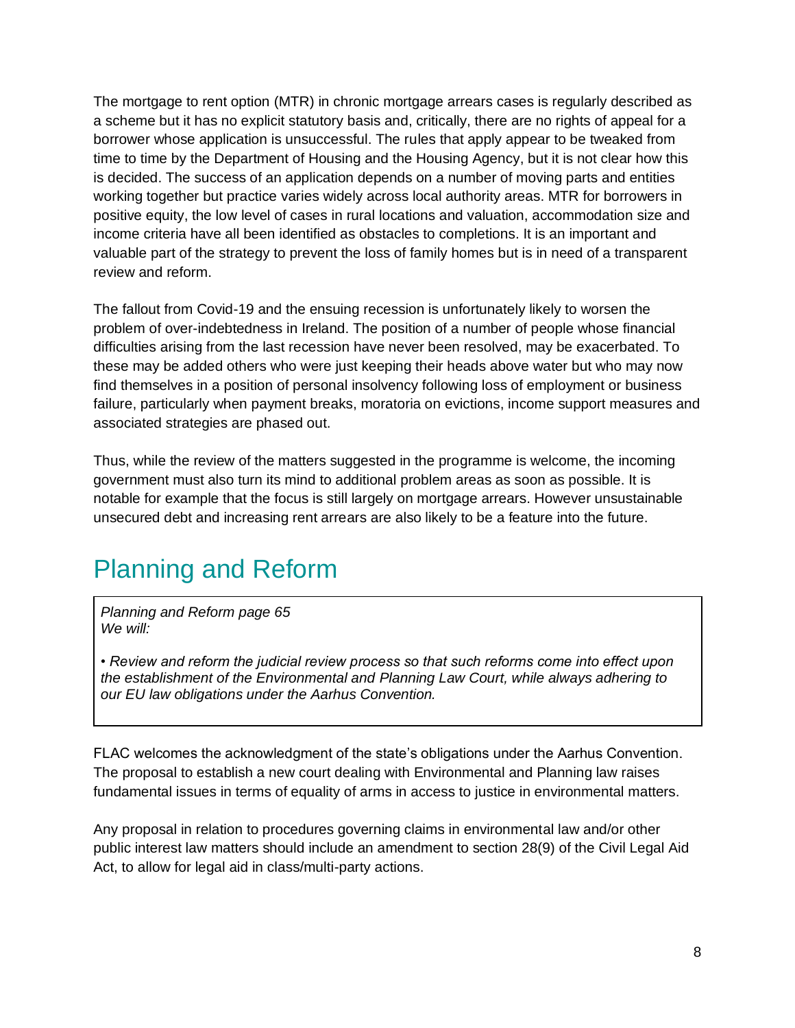The mortgage to rent option (MTR) in chronic mortgage arrears cases is regularly described as a scheme but it has no explicit statutory basis and, critically, there are no rights of appeal for a borrower whose application is unsuccessful. The rules that apply appear to be tweaked from time to time by the Department of Housing and the Housing Agency, but it is not clear how this is decided. The success of an application depends on a number of moving parts and entities working together but practice varies widely across local authority areas. MTR for borrowers in positive equity, the low level of cases in rural locations and valuation, accommodation size and income criteria have all been identified as obstacles to completions. It is an important and valuable part of the strategy to prevent the loss of family homes but is in need of a transparent review and reform.

The fallout from Covid-19 and the ensuing recession is unfortunately likely to worsen the problem of over-indebtedness in Ireland. The position of a number of people whose financial difficulties arising from the last recession have never been resolved, may be exacerbated. To these may be added others who were just keeping their heads above water but who may now find themselves in a position of personal insolvency following loss of employment or business failure, particularly when payment breaks, moratoria on evictions, income support measures and associated strategies are phased out.

Thus, while the review of the matters suggested in the programme is welcome, the incoming government must also turn its mind to additional problem areas as soon as possible. It is notable for example that the focus is still largely on mortgage arrears. However unsustainable unsecured debt and increasing rent arrears are also likely to be a feature into the future.

## Planning and Reform

> *Planning and Reform page 65*
> *We will:*
>
> *• Review and reform the judicial review process so that such reforms come into effect upon the establishment of the Environmental and Planning Law Court, while always adhering to our EU law obligations under the Aarhus Convention.*

FLAC welcomes the acknowledgment of the state's obligations under the Aarhus Convention. The proposal to establish a new court dealing with Environmental and Planning law raises fundamental issues in terms of equality of arms in access to justice in environmental matters.

Any proposal in relation to procedures governing claims in environmental law and/or other public interest law matters should include an amendment to section 28(9) of the Civil Legal Aid Act, to allow for legal aid in class/multi-party actions.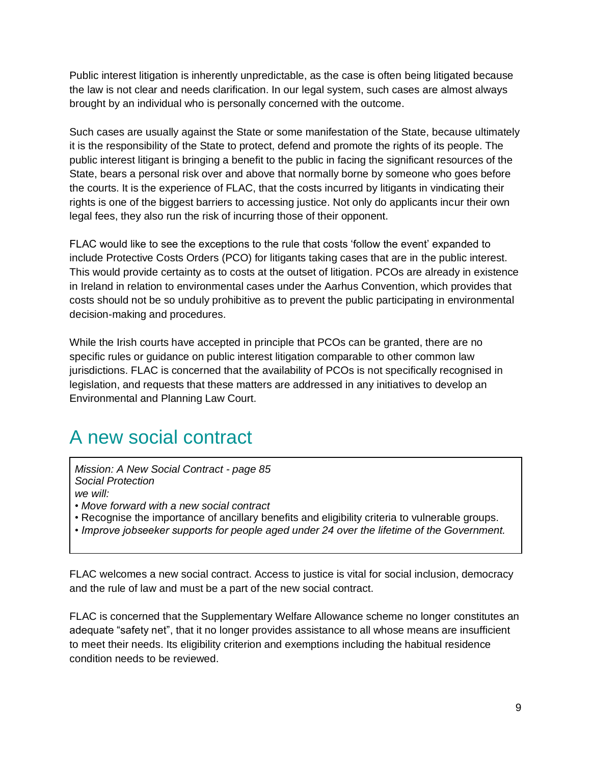Public interest litigation is inherently unpredictable, as the case is often being litigated because the law is not clear and needs clarification. In our legal system, such cases are almost always brought by an individual who is personally concerned with the outcome.

Such cases are usually against the State or some manifestation of the State, because ultimately it is the responsibility of the State to protect, defend and promote the rights of its people. The public interest litigant is bringing a benefit to the public in facing the significant resources of the State, bears a personal risk over and above that normally borne by someone who goes before the courts. It is the experience of FLAC, that the costs incurred by litigants in vindicating their rights is one of the biggest barriers to accessing justice. Not only do applicants incur their own legal fees, they also run the risk of incurring those of their opponent.

FLAC would like to see the exceptions to the rule that costs 'follow the event' expanded to include Protective Costs Orders (PCO) for litigants taking cases that are in the public interest. This would provide certainty as to costs at the outset of litigation. PCOs are already in existence in Ireland in relation to environmental cases under the Aarhus Convention, which provides that costs should not be so unduly prohibitive as to prevent the public participating in environmental decision-making and procedures.

While the Irish courts have accepted in principle that PCOs can be granted, there are no specific rules or guidance on public interest litigation comparable to other common law jurisdictions. FLAC is concerned that the availability of PCOs is not specifically recognised in legislation, and requests that these matters are addressed in any initiatives to develop an Environmental and Planning Law Court.

# A new social contract

> *Mission: A New Social Contract - page 85*
> *Social Protection*
> *we will:*
> - *Move forward with a new social contract*
> - Recognise the importance of ancillary benefits and eligibility criteria to vulnerable groups.
> - *Improve jobseeker supports for people aged under 24 over the lifetime of the Government.*

FLAC welcomes a new social contract. Access to justice is vital for social inclusion, democracy and the rule of law and must be a part of the new social contract.

FLAC is concerned that the Supplementary Welfare Allowance scheme no longer constitutes an adequate "safety net", that it no longer provides assistance to all whose means are insufficient to meet their needs. Its eligibility criterion and exemptions including the habitual residence condition needs to be reviewed.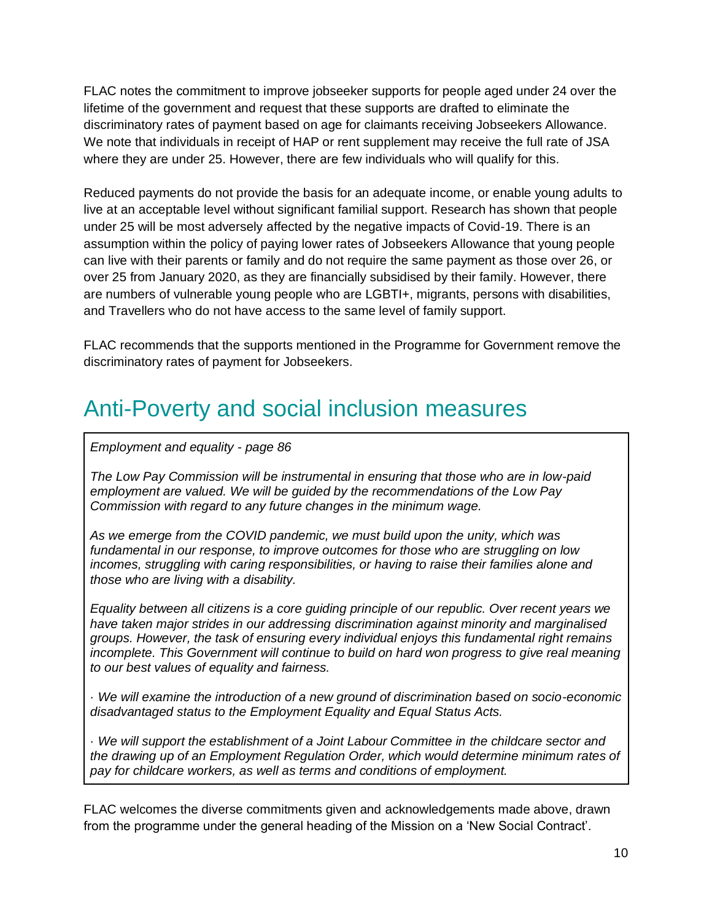FLAC notes the commitment to improve jobseeker supports for people aged under 24 over the lifetime of the government and request that these supports are drafted to eliminate the discriminatory rates of payment based on age for claimants receiving Jobseekers Allowance. We note that individuals in receipt of HAP or rent supplement may receive the full rate of JSA where they are under 25. However, there are few individuals who will qualify for this.

Reduced payments do not provide the basis for an adequate income, or enable young adults to live at an acceptable level without significant familial support. Research has shown that people under 25 will be most adversely affected by the negative impacts of Covid-19. There is an assumption within the policy of paying lower rates of Jobseekers Allowance that young people can live with their parents or family and do not require the same payment as those over 26, or over 25 from January 2020, as they are financially subsidised by their family. However, there are numbers of vulnerable young people who are LGBTI+, migrants, persons with disabilities, and Travellers who do not have access to the same level of family support.

FLAC recommends that the supports mentioned in the Programme for Government remove the discriminatory rates of payment for Jobseekers.

# Anti-Poverty and social inclusion measures

> *Employment and equality - page 86*
>
> *The Low Pay Commission will be instrumental in ensuring that those who are in low-paid employment are valued. We will be guided by the recommendations of the Low Pay Commission with regard to any future changes in the minimum wage.*
>
> *As we emerge from the COVID pandemic, we must build upon the unity, which was fundamental in our response, to improve outcomes for those who are struggling on low incomes, struggling with caring responsibilities, or having to raise their families alone and those who are living with a disability.*
>
> *Equality between all citizens is a core guiding principle of our republic. Over recent years we have taken major strides in our addressing discrimination against minority and marginalised groups. However, the task of ensuring every individual enjoys this fundamental right remains incomplete. This Government will continue to build on hard won progress to give real meaning to our best values of equality and fairness.*
>
> *· We will examine the introduction of a new ground of discrimination based on socio-economic disadvantaged status to the Employment Equality and Equal Status Acts.*
>
> *· We will support the establishment of a Joint Labour Committee in the childcare sector and the drawing up of an Employment Regulation Order, which would determine minimum rates of pay for childcare workers, as well as terms and conditions of employment.*

FLAC welcomes the diverse commitments given and acknowledgements made above, drawn from the programme under the general heading of the Mission on a 'New Social Contract'.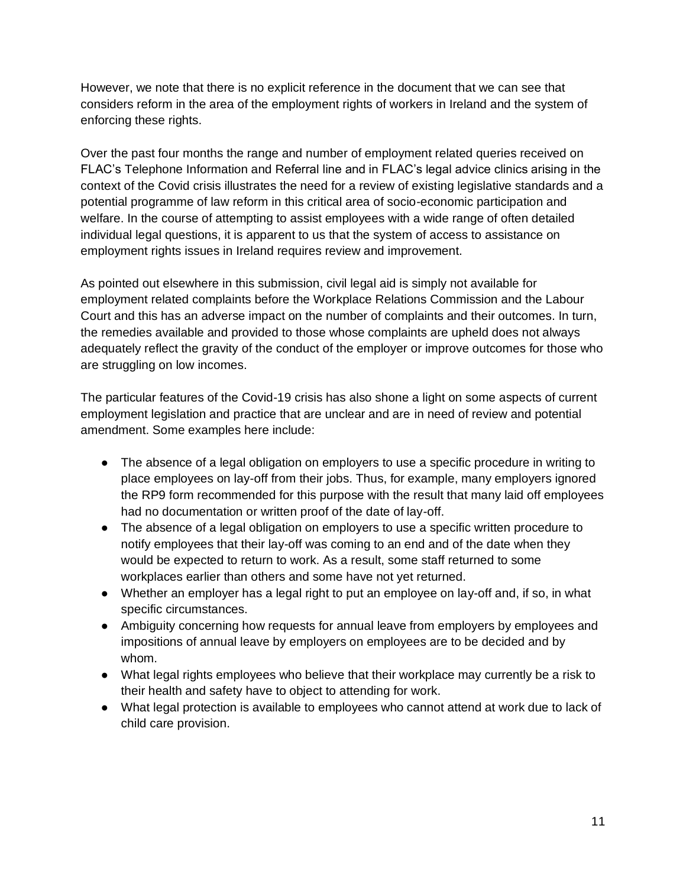However, we note that there is no explicit reference in the document that we can see that considers reform in the area of the employment rights of workers in Ireland and the system of enforcing these rights.

Over the past four months the range and number of employment related queries received on FLAC's Telephone Information and Referral line and in FLAC's legal advice clinics arising in the context of the Covid crisis illustrates the need for a review of existing legislative standards and a potential programme of law reform in this critical area of socio-economic participation and welfare. In the course of attempting to assist employees with a wide range of often detailed individual legal questions, it is apparent to us that the system of access to assistance on employment rights issues in Ireland requires review and improvement.

As pointed out elsewhere in this submission, civil legal aid is simply not available for employment related complaints before the Workplace Relations Commission and the Labour Court and this has an adverse impact on the number of complaints and their outcomes. In turn, the remedies available and provided to those whose complaints are upheld does not always adequately reflect the gravity of the conduct of the employer or improve outcomes for those who are struggling on low incomes.

The particular features of the Covid-19 crisis has also shone a light on some aspects of current employment legislation and practice that are unclear and are in need of review and potential amendment. Some examples here include:

- The absence of a legal obligation on employers to use a specific procedure in writing to place employees on lay-off from their jobs. Thus, for example, many employers ignored the RP9 form recommended for this purpose with the result that many laid off employees had no documentation or written proof of the date of lay-off.
- The absence of a legal obligation on employers to use a specific written procedure to notify employees that their lay-off was coming to an end and of the date when they would be expected to return to work. As a result, some staff returned to some workplaces earlier than others and some have not yet returned.
- Whether an employer has a legal right to put an employee on lay-off and, if so, in what specific circumstances.
- Ambiguity concerning how requests for annual leave from employers by employees and impositions of annual leave by employers on employees are to be decided and by whom.
- What legal rights employees who believe that their workplace may currently be a risk to their health and safety have to object to attending for work.
- What legal protection is available to employees who cannot attend at work due to lack of child care provision.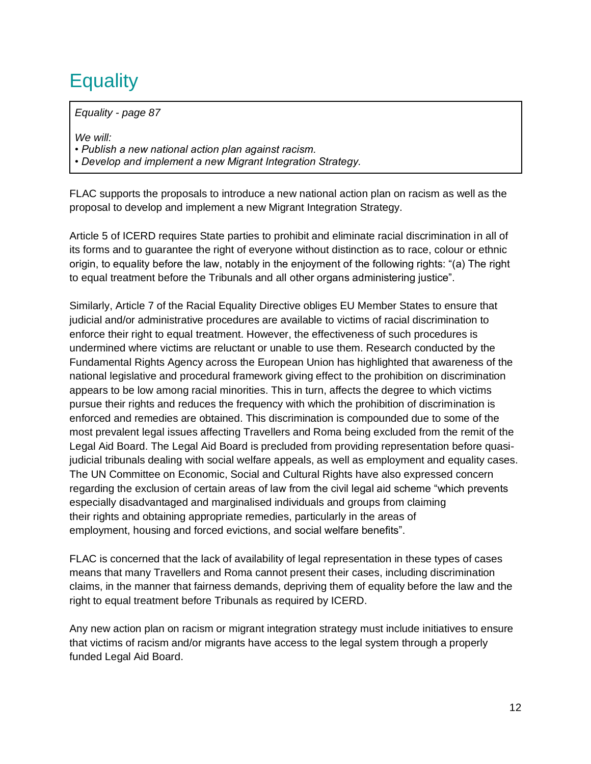# Equality

> *Equality - page 87*
>
> *We will:*
> *• Publish a new national action plan against racism.*
> *• Develop and implement a new Migrant Integration Strategy.*

FLAC supports the proposals to introduce a new national action plan on racism as well as the proposal to develop and implement a new Migrant Integration Strategy.

Article 5 of ICERD requires State parties to prohibit and eliminate racial discrimination in all of its forms and to guarantee the right of everyone without distinction as to race, colour or ethnic origin, to equality before the law, notably in the enjoyment of the following rights: "(a) The right to equal treatment before the Tribunals and all other organs administering justice".

Similarly, Article 7 of the Racial Equality Directive obliges EU Member States to ensure that judicial and/or administrative procedures are available to victims of racial discrimination to enforce their right to equal treatment. However, the effectiveness of such procedures is undermined where victims are reluctant or unable to use them. Research conducted by the Fundamental Rights Agency across the European Union has highlighted that awareness of the national legislative and procedural framework giving effect to the prohibition on discrimination appears to be low among racial minorities. This in turn, affects the degree to which victims pursue their rights and reduces the frequency with which the prohibition of discrimination is enforced and remedies are obtained. This discrimination is compounded due to some of the most prevalent legal issues affecting Travellers and Roma being excluded from the remit of the Legal Aid Board. The Legal Aid Board is precluded from providing representation before quasi-judicial tribunals dealing with social welfare appeals, as well as employment and equality cases. The UN Committee on Economic, Social and Cultural Rights have also expressed concern regarding the exclusion of certain areas of law from the civil legal aid scheme "which prevents especially disadvantaged and marginalised individuals and groups from claiming their rights and obtaining appropriate remedies, particularly in the areas of employment, housing and forced evictions, and social welfare benefits".

FLAC is concerned that the lack of availability of legal representation in these types of cases means that many Travellers and Roma cannot present their cases, including discrimination claims, in the manner that fairness demands, depriving them of equality before the law and the right to equal treatment before Tribunals as required by ICERD.

Any new action plan on racism or migrant integration strategy must include initiatives to ensure that victims of racism and/or migrants have access to the legal system through a properly funded Legal Aid Board.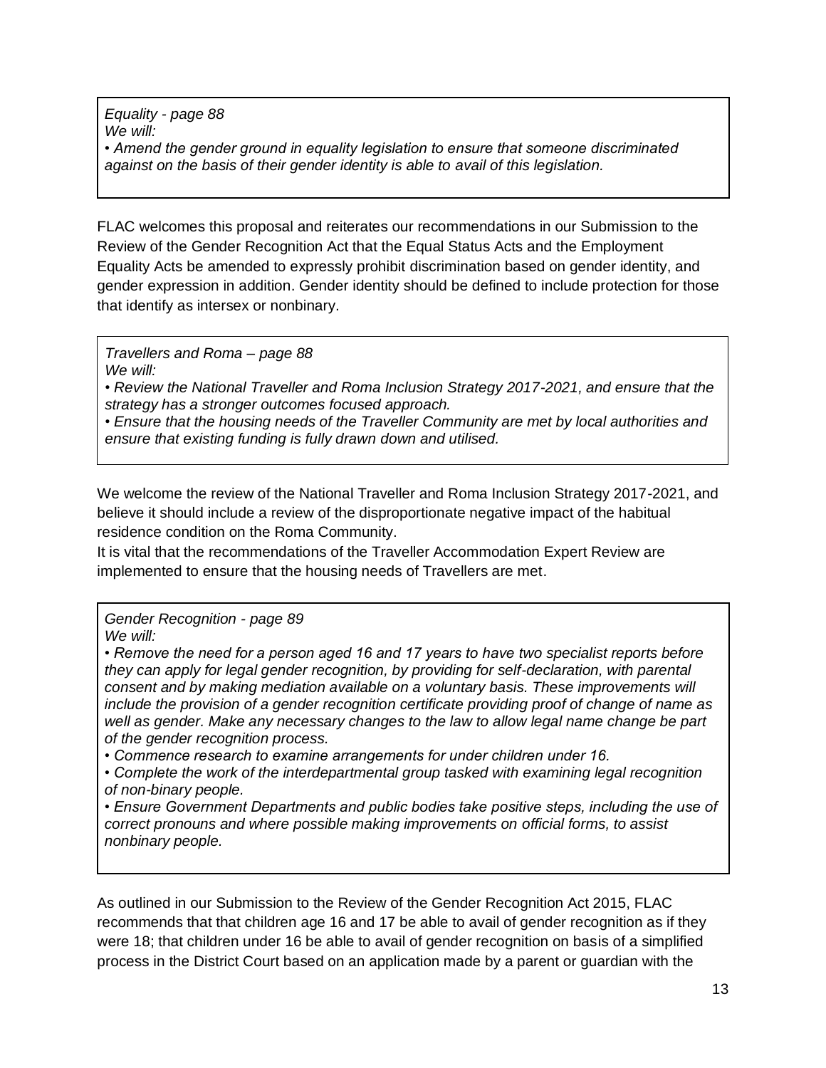> *Equality - page 88*
> *We will:*
> *• Amend the gender ground in equality legislation to ensure that someone discriminated against on the basis of their gender identity is able to avail of this legislation.*

FLAC welcomes this proposal and reiterates our recommendations in our Submission to the Review of the Gender Recognition Act that the Equal Status Acts and the Employment Equality Acts be amended to expressly prohibit discrimination based on gender identity, and gender expression in addition. Gender identity should be defined to include protection for those that identify as intersex or nonbinary.

> *Travellers and Roma – page 88*
> *We will:*
> *• Review the National Traveller and Roma Inclusion Strategy 2017-2021, and ensure that the strategy has a stronger outcomes focused approach.*
> *• Ensure that the housing needs of the Traveller Community are met by local authorities and ensure that existing funding is fully drawn down and utilised.*

We welcome the review of the National Traveller and Roma Inclusion Strategy 2017-2021, and believe it should include a review of the disproportionate negative impact of the habitual residence condition on the Roma Community.

It is vital that the recommendations of the Traveller Accommodation Expert Review are implemented to ensure that the housing needs of Travellers are met.

> *Gender Recognition - page 89*
> *We will:*
> *• Remove the need for a person aged 16 and 17 years to have two specialist reports before they can apply for legal gender recognition, by providing for self-declaration, with parental consent and by making mediation available on a voluntary basis. These improvements will include the provision of a gender recognition certificate providing proof of change of name as well as gender. Make any necessary changes to the law to allow legal name change be part of the gender recognition process.*
> *• Commence research to examine arrangements for under children under 16.*
> *• Complete the work of the interdepartmental group tasked with examining legal recognition of non-binary people.*
> *• Ensure Government Departments and public bodies take positive steps, including the use of correct pronouns and where possible making improvements on official forms, to assist nonbinary people.*

As outlined in our Submission to the Review of the Gender Recognition Act 2015, FLAC recommends that that children age 16 and 17 be able to avail of gender recognition as if they were 18; that children under 16 be able to avail of gender recognition on basis of a simplified process in the District Court based on an application made by a parent or guardian with the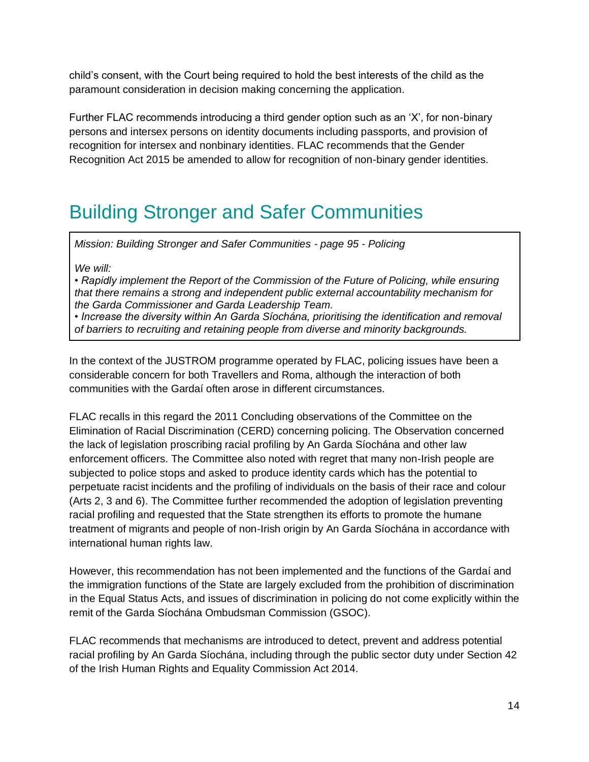child's consent, with the Court being required to hold the best interests of the child as the paramount consideration in decision making concerning the application.

Further FLAC recommends introducing a third gender option such as an 'X', for non-binary persons and intersex persons on identity documents including passports, and provision of recognition for intersex and nonbinary identities. FLAC recommends that the Gender Recognition Act 2015 be amended to allow for recognition of non-binary gender identities.

# Building Stronger and Safer Communities

> *Mission: Building Stronger and Safer Communities - page 95 - Policing*
>
> *We will:*
>
> *• Rapidly implement the Report of the Commission of the Future of Policing, while ensuring that there remains a strong and independent public external accountability mechanism for the Garda Commissioner and Garda Leadership Team.*
>
> *• Increase the diversity within An Garda Síochána, prioritising the identification and removal of barriers to recruiting and retaining people from diverse and minority backgrounds.*

In the context of the JUSTROM programme operated by FLAC, policing issues have been a considerable concern for both Travellers and Roma, although the interaction of both communities with the Gardaí often arose in different circumstances.

FLAC recalls in this regard the 2011 Concluding observations of the Committee on the Elimination of Racial Discrimination (CERD) concerning policing. The Observation concerned the lack of legislation proscribing racial profiling by An Garda Síochána and other law enforcement officers. The Committee also noted with regret that many non-Irish people are subjected to police stops and asked to produce identity cards which has the potential to perpetuate racist incidents and the profiling of individuals on the basis of their race and colour (Arts 2, 3 and 6). The Committee further recommended the adoption of legislation preventing racial profiling and requested that the State strengthen its efforts to promote the humane treatment of migrants and people of non-Irish origin by An Garda Síochána in accordance with international human rights law.

However, this recommendation has not been implemented and the functions of the Gardaí and the immigration functions of the State are largely excluded from the prohibition of discrimination in the Equal Status Acts, and issues of discrimination in policing do not come explicitly within the remit of the Garda Síochána Ombudsman Commission (GSOC).

FLAC recommends that mechanisms are introduced to detect, prevent and address potential racial profiling by An Garda Síochána, including through the public sector duty under Section 42 of the Irish Human Rights and Equality Commission Act 2014.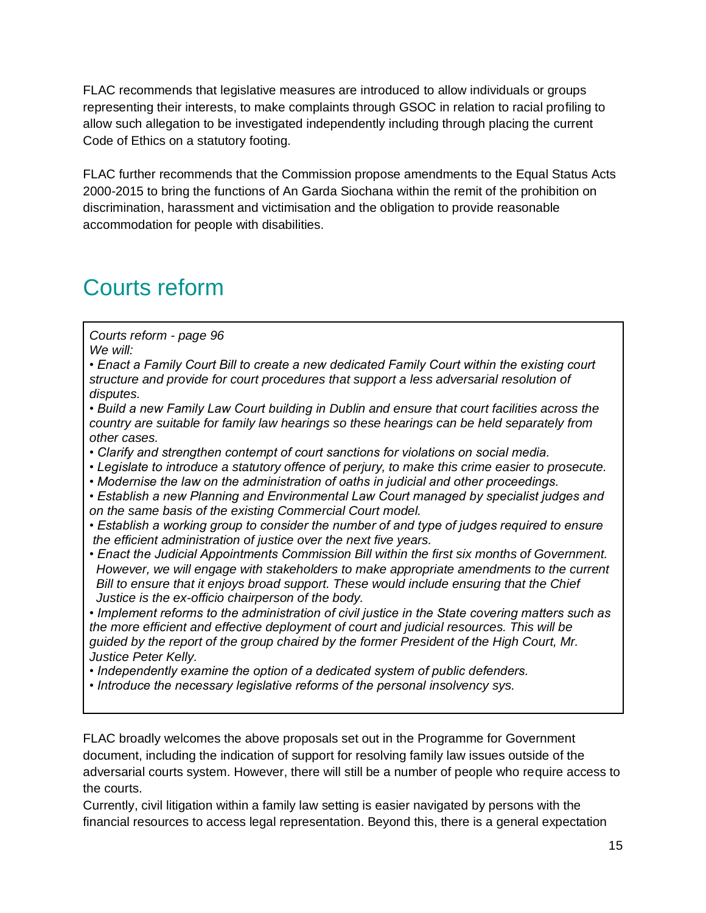FLAC recommends that legislative measures are introduced to allow individuals or groups representing their interests, to make complaints through GSOC in relation to racial profiling to allow such allegation to be investigated independently including through placing the current Code of Ethics on a statutory footing.

FLAC further recommends that the Commission propose amendments to the Equal Status Acts 2000-2015 to bring the functions of An Garda Siochana within the remit of the prohibition on discrimination, harassment and victimisation and the obligation to provide reasonable accommodation for people with disabilities.

## Courts reform

> *Courts reform - page 96*
> *We will:*
>
> - *Enact a Family Court Bill to create a new dedicated Family Court within the existing court structure and provide for court procedures that support a less adversarial resolution of disputes.*
> - *Build a new Family Law Court building in Dublin and ensure that court facilities across the country are suitable for family law hearings so these hearings can be held separately from other cases.*
> - *Clarify and strengthen contempt of court sanctions for violations on social media.*
> - *Legislate to introduce a statutory offence of perjury, to make this crime easier to prosecute.*
> - *Modernise the law on the administration of oaths in judicial and other proceedings.*
> - *Establish a new Planning and Environmental Law Court managed by specialist judges and on the same basis of the existing Commercial Court model.*
> - *Establish a working group to consider the number of and type of judges required to ensure the efficient administration of justice over the next five years.*
> - *Enact the Judicial Appointments Commission Bill within the first six months of Government. However, we will engage with stakeholders to make appropriate amendments to the current Bill to ensure that it enjoys broad support. These would include ensuring that the Chief Justice is the ex-officio chairperson of the body.*
> - *Implement reforms to the administration of civil justice in the State covering matters such as the more efficient and effective deployment of court and judicial resources. This will be guided by the report of the group chaired by the former President of the High Court, Mr. Justice Peter Kelly.*
> - *Independently examine the option of a dedicated system of public defenders.*
> - *Introduce the necessary legislative reforms of the personal insolvency sys.*

FLAC broadly welcomes the above proposals set out in the Programme for Government document, including the indication of support for resolving family law issues outside of the adversarial courts system. However, there will still be a number of people who require access to the courts.

Currently, civil litigation within a family law setting is easier navigated by persons with the financial resources to access legal representation. Beyond this, there is a general expectation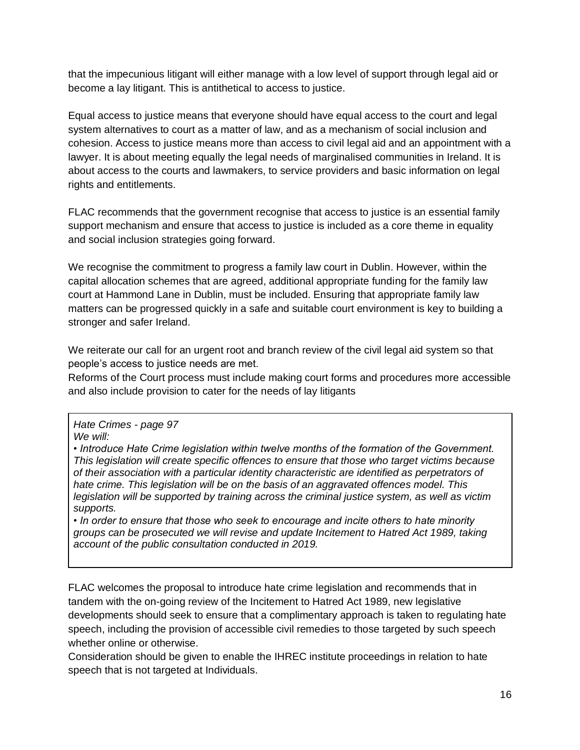that the impecunious litigant will either manage with a low level of support through legal aid or become a lay litigant. This is antithetical to access to justice.

Equal access to justice means that everyone should have equal access to the court and legal system alternatives to court as a matter of law, and as a mechanism of social inclusion and cohesion. Access to justice means more than access to civil legal aid and an appointment with a lawyer. It is about meeting equally the legal needs of marginalised communities in Ireland. It is about access to the courts and lawmakers, to service providers and basic information on legal rights and entitlements.

FLAC recommends that the government recognise that access to justice is an essential family support mechanism and ensure that access to justice is included as a core theme in equality and social inclusion strategies going forward.

We recognise the commitment to progress a family law court in Dublin. However, within the capital allocation schemes that are agreed, additional appropriate funding for the family law court at Hammond Lane in Dublin, must be included. Ensuring that appropriate family law matters can be progressed quickly in a safe and suitable court environment is key to building a stronger and safer Ireland.

We reiterate our call for an urgent root and branch review of the civil legal aid system so that people's access to justice needs are met.
Reforms of the Court process must include making court forms and procedures more accessible and also include provision to cater for the needs of lay litigants

> *Hate Crimes - page 97*
> *We will:*
> *• Introduce Hate Crime legislation within twelve months of the formation of the Government. This legislation will create specific offences to ensure that those who target victims because of their association with a particular identity characteristic are identified as perpetrators of hate crime. This legislation will be on the basis of an aggravated offences model. This legislation will be supported by training across the criminal justice system, as well as victim supports.*
> *• In order to ensure that those who seek to encourage and incite others to hate minority groups can be prosecuted we will revise and update Incitement to Hatred Act 1989, taking account of the public consultation conducted in 2019.*

FLAC welcomes the proposal to introduce hate crime legislation and recommends that in tandem with the on-going review of the Incitement to Hatred Act 1989, new legislative developments should seek to ensure that a complimentary approach is taken to regulating hate speech, including the provision of accessible civil remedies to those targeted by such speech whether online or otherwise.
Consideration should be given to enable the IHREC institute proceedings in relation to hate speech that is not targeted at Individuals.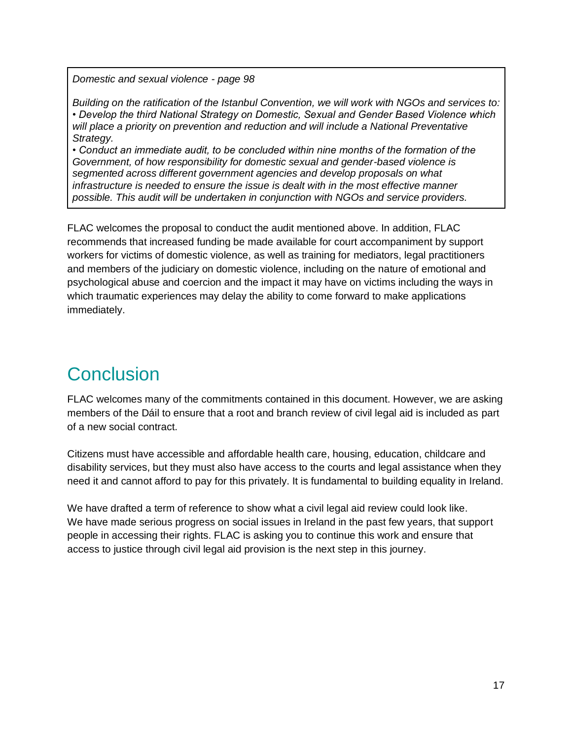*Domestic and sexual violence - page 98*

*Building on the ratification of the Istanbul Convention, we will work with NGOs and services to:*
*• Develop the third National Strategy on Domestic, Sexual and Gender Based Violence which will place a priority on prevention and reduction and will include a National Preventative Strategy.*
*• Conduct an immediate audit, to be concluded within nine months of the formation of the Government, of how responsibility for domestic sexual and gender-based violence is segmented across different government agencies and develop proposals on what infrastructure is needed to ensure the issue is dealt with in the most effective manner possible. This audit will be undertaken in conjunction with NGOs and service providers.*

FLAC welcomes the proposal to conduct the audit mentioned above. In addition, FLAC recommends that increased funding be made available for court accompaniment by support workers for victims of domestic violence, as well as training for mediators, legal practitioners and members of the judiciary on domestic violence, including on the nature of emotional and psychological abuse and coercion and the impact it may have on victims including the ways in which traumatic experiences may delay the ability to come forward to make applications immediately.

# Conclusion

FLAC welcomes many of the commitments contained in this document. However, we are asking members of the Dáil to ensure that a root and branch review of civil legal aid is included as part of a new social contract.

Citizens must have accessible and affordable health care, housing, education, childcare and disability services, but they must also have access to the courts and legal assistance when they need it and cannot afford to pay for this privately. It is fundamental to building equality in Ireland.

We have drafted a term of reference to show what a civil legal aid review could look like. We have made serious progress on social issues in Ireland in the past few years, that support people in accessing their rights. FLAC is asking you to continue this work and ensure that access to justice through civil legal aid provision is the next step in this journey.